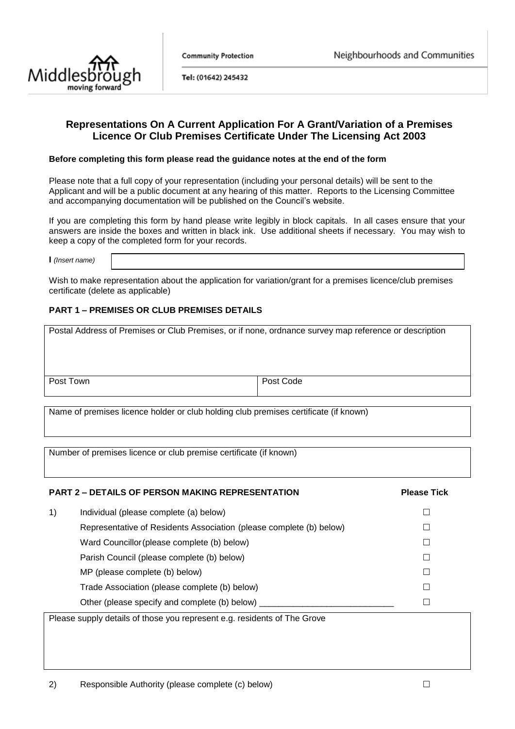Middlesbrough moving forward

**Community Protection**

Tel: (01642) 245432

Neighbourhoods and Communities

## Representations On A Current Application For A Grant/Variation of a Premises Licence Or Club Premises Certificate Under The Licensing Act 2003

**Before completing this form please read the guidance notes at the end of the form**

Please note that a full copy of your representation (including your personal details) will be sent to the Applicant and will be a public document at any hearing of this matter. Reports to the Licensing Committee and accompanying documentation will be published on the Council's website.

If you are completing this form by hand please write legibly in block capitals. In all cases ensure that your answers are inside the boxes and written in black ink. Use additional sheets if necessary. You may wish to keep a copy of the completed form for your records.

**I** *(Insert name)* 

Wish to make representation about the application for variation/grant for a premises licence/club premises certificate (delete as applicable)

### PART 1 – PREMISES OR CLUB PREMISES DETAILS

| Postal Address of Premises or Club Premises, or if none, ordnance survey map reference or description | |
|---|---|
| Post Town | Post Code |

Name of premises licence holder or club holding club premises certificate (if known)

Number of premises licence or club premise certificate (if known)

### PART 2 – DETAILS OF PERSON MAKING REPRESENTATION

| | | Please Tick |
|---|---|---|
| 1) | Individual (please complete (a) below) | ☐ |
| | Representative of Residents Association (please complete (b) below) | ☐ |
| | Ward Councillor (please complete (b) below) | ☐ |
| | Parish Council (please complete (b) below) | ☐ |
| | MP (please complete (b) below) | ☐ |
| | Trade Association (please complete (b) below) | ☐ |
| | Other (please specify and complete (b) below) ____________________________ | ☐ |

Please supply details of those you represent e.g. residents of The Grove

| | | |
|---|---|---|
| 2) | Responsible Authority (please complete (c) below) | ☐ |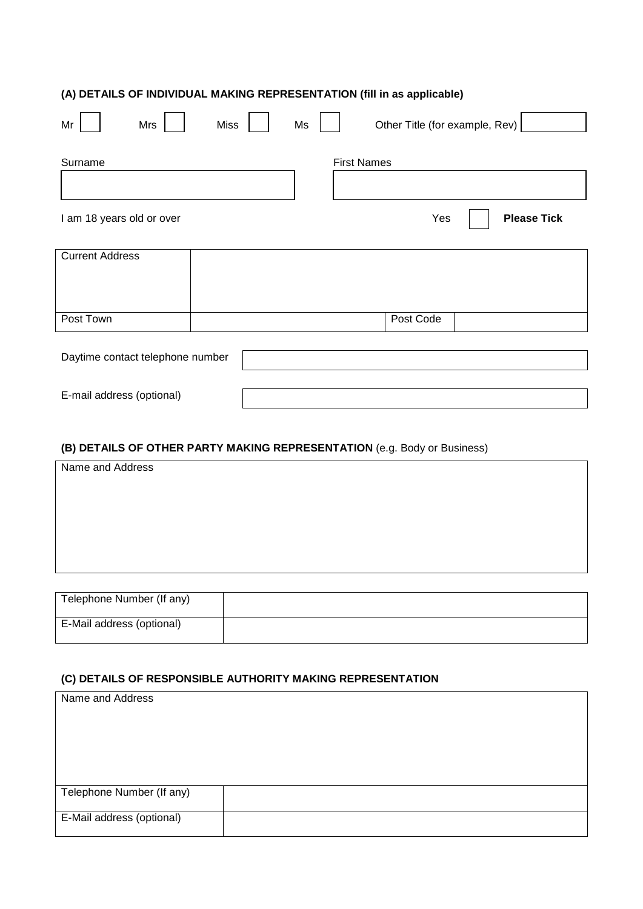### (A) DETAILS OF INDIVIDUAL MAKING REPRESENTATION (fill in as applicable)

Mr [ ] Mrs [ ] Miss [ ] Ms [ ] Other Title (for example, Rev) [ ]

| Surname | First Names |
| --- | --- |
| | |

I am 18 years old or over Yes [ ] **Please Tick**

| Current Address | | | |
| --- | --- | --- | --- |
| Post Town | | Post Code | |

| Daytime contact telephone number | |
| --- | --- |
| E-mail address (optional) | |

### (B) DETAILS OF OTHER PARTY MAKING REPRESENTATION (e.g. Body or Business)

| Name and Address |
| --- |
| |

| Telephone Number (If any) | |
| --- | --- |
| E-Mail address (optional) | |

### (C) DETAILS OF RESPONSIBLE AUTHORITY MAKING REPRESENTATION

| Name and Address | |
| --- | --- |
| Telephone Number (If any) | |
| E-Mail address (optional) | |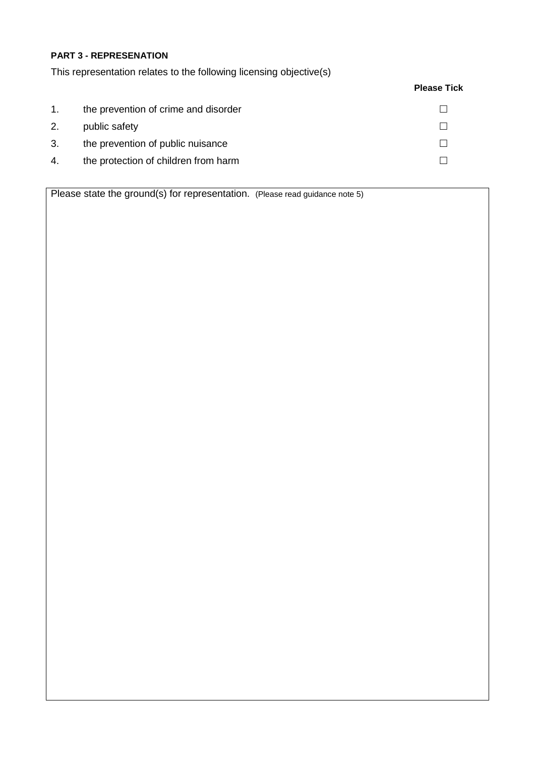**PART 3 - REPRESENATION**

This representation relates to the following licensing objective(s)

| | | Please Tick |
|---|---|---|
| 1. | the prevention of crime and disorder | ☐ |
| 2. | public safety | ☐ |
| 3. | the prevention of public nuisance | ☐ |
| 4. | the protection of children from harm | ☐ |

| Please state the ground(s) for representation. (Please read guidance note 5) |
|---|
| |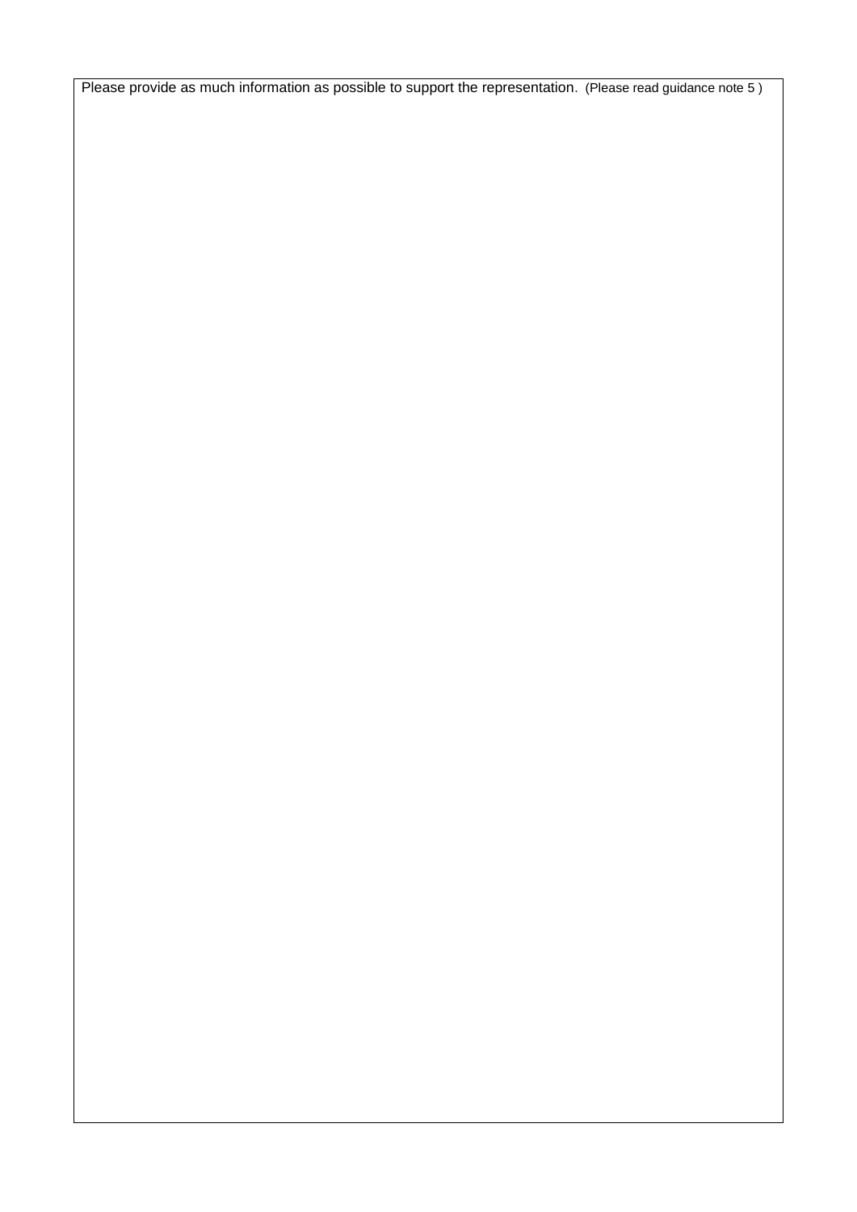Please provide as much information as possible to support the representation. (Please read guidance note 5 )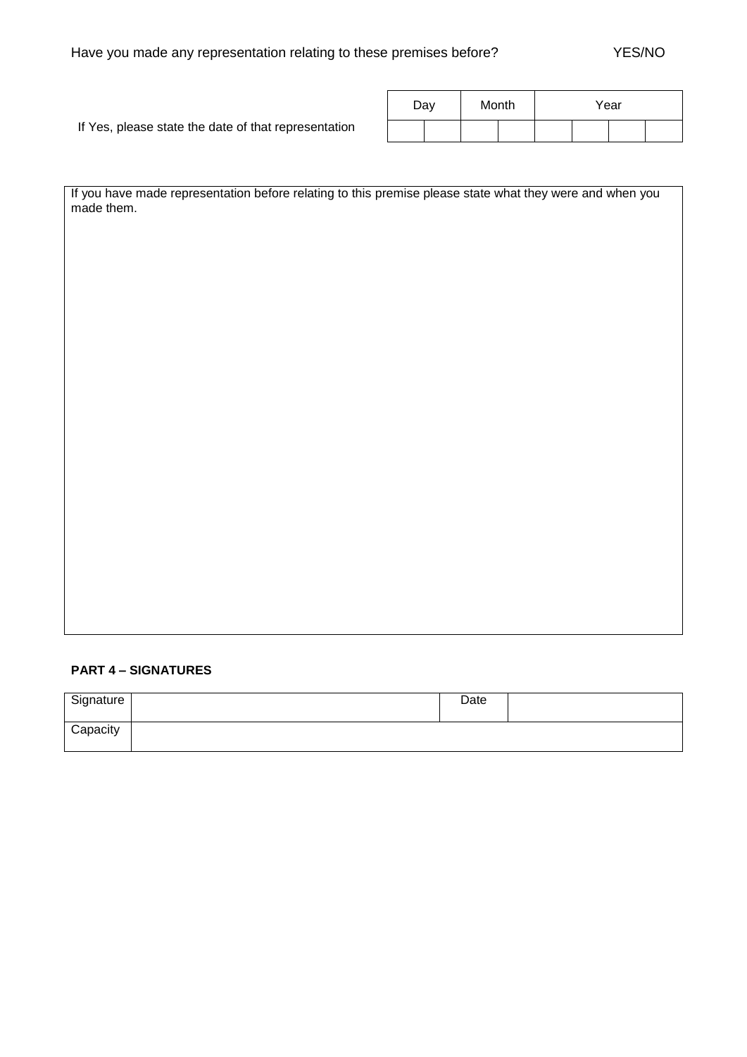Have you made any representation relating to these premises before? YES/NO

| If Yes, please state the date of that representation | Day | | Month | | Year | | | |
|---|---|---|---|---|---|---|---|---|
| | | | | | | | | |

| If you have made representation before relating to this premise please state what they were and when you made them. |
|---|
| |

**PART 4 – SIGNATURES**

| Signature | | Date | |
|---|---|---|---|
| Capacity | | | |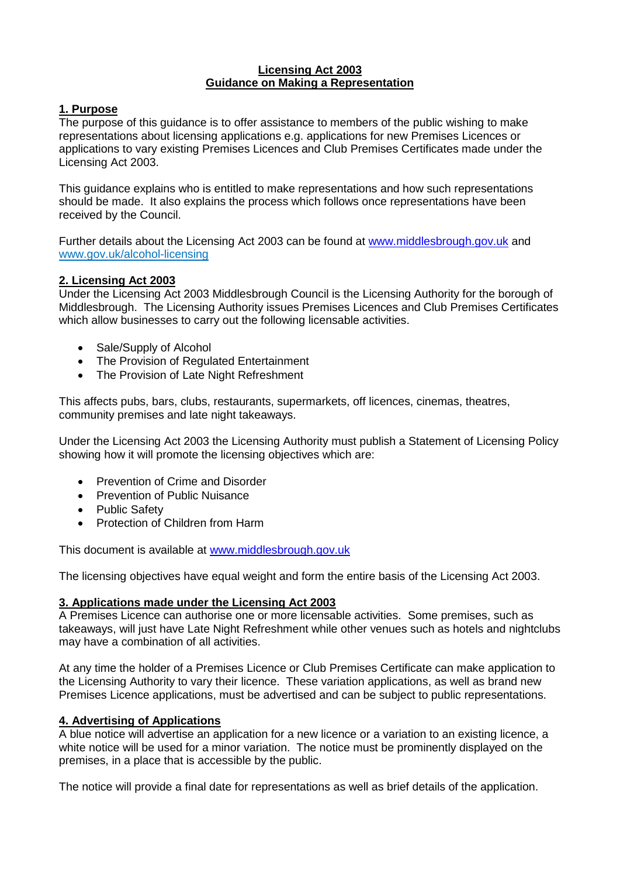# Licensing Act 2003
# Guidance on Making a Representation

## 1. Purpose

The purpose of this guidance is to offer assistance to members of the public wishing to make representations about licensing applications e.g. applications for new Premises Licences or applications to vary existing Premises Licences and Club Premises Certificates made under the Licensing Act 2003.

This guidance explains who is entitled to make representations and how such representations should be made. It also explains the process which follows once representations have been received by the Council.

Further details about the Licensing Act 2003 can be found at [www.middlesbrough.gov.uk](www.middlesbrough.gov.uk) and [www.gov.uk/alcohol-licensing](www.gov.uk/alcohol-licensing)

## 2. Licensing Act 2003

Under the Licensing Act 2003 Middlesbrough Council is the Licensing Authority for the borough of Middlesbrough. The Licensing Authority issues Premises Licences and Club Premises Certificates which allow businesses to carry out the following licensable activities.

- Sale/Supply of Alcohol
- The Provision of Regulated Entertainment
- The Provision of Late Night Refreshment

This affects pubs, bars, clubs, restaurants, supermarkets, off licences, cinemas, theatres, community premises and late night takeaways.

Under the Licensing Act 2003 the Licensing Authority must publish a Statement of Licensing Policy showing how it will promote the licensing objectives which are:

- Prevention of Crime and Disorder
- Prevention of Public Nuisance
- Public Safety
- Protection of Children from Harm

This document is available at [www.middlesbrough.gov.uk](www.middlesbrough.gov.uk)

The licensing objectives have equal weight and form the entire basis of the Licensing Act 2003.

## 3. Applications made under the Licensing Act 2003

A Premises Licence can authorise one or more licensable activities. Some premises, such as takeaways, will just have Late Night Refreshment while other venues such as hotels and nightclubs may have a combination of all activities.

At any time the holder of a Premises Licence or Club Premises Certificate can make application to the Licensing Authority to vary their licence. These variation applications, as well as brand new Premises Licence applications, must be advertised and can be subject to public representations.

## 4. Advertising of Applications

A blue notice will advertise an application for a new licence or a variation to an existing licence, a white notice will be used for a minor variation. The notice must be prominently displayed on the premises, in a place that is accessible by the public.

The notice will provide a final date for representations as well as brief details of the application.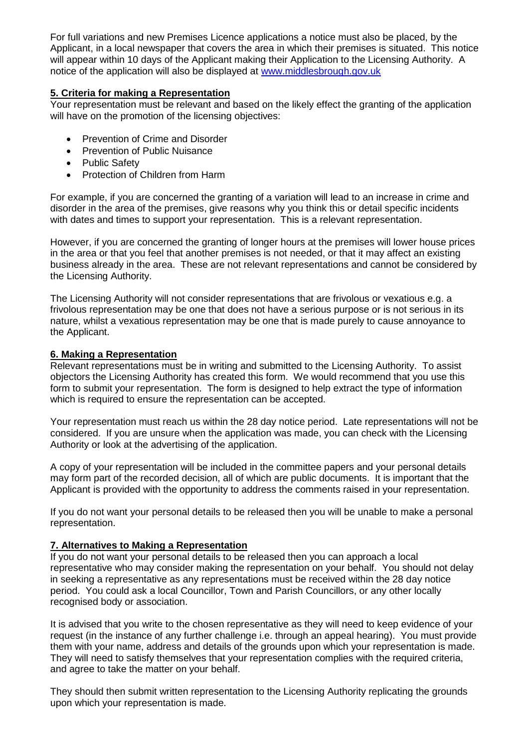For full variations and new Premises Licence applications a notice must also be placed, by the Applicant, in a local newspaper that covers the area in which their premises is situated. This notice will appear within 10 days of the Applicant making their Application to the Licensing Authority. A notice of the application will also be displayed at [www.middlesbrough.gov.uk](http://www.middlesbrough.gov.uk)

## 5. Criteria for making a Representation

Your representation must be relevant and based on the likely effect the granting of the application will have on the promotion of the licensing objectives:

- Prevention of Crime and Disorder
- Prevention of Public Nuisance
- Public Safety
- Protection of Children from Harm

For example, if you are concerned the granting of a variation will lead to an increase in crime and disorder in the area of the premises, give reasons why you think this or detail specific incidents with dates and times to support your representation. This is a relevant representation.

However, if you are concerned the granting of longer hours at the premises will lower house prices in the area or that you feel that another premises is not needed, or that it may affect an existing business already in the area. These are not relevant representations and cannot be considered by the Licensing Authority.

The Licensing Authority will not consider representations that are frivolous or vexatious e.g. a frivolous representation may be one that does not have a serious purpose or is not serious in its nature, whilst a vexatious representation may be one that is made purely to cause annoyance to the Applicant.

## 6. Making a Representation

Relevant representations must be in writing and submitted to the Licensing Authority. To assist objectors the Licensing Authority has created this form. We would recommend that you use this form to submit your representation. The form is designed to help extract the type of information which is required to ensure the representation can be accepted.

Your representation must reach us within the 28 day notice period. Late representations will not be considered. If you are unsure when the application was made, you can check with the Licensing Authority or look at the advertising of the application.

A copy of your representation will be included in the committee papers and your personal details may form part of the recorded decision, all of which are public documents. It is important that the Applicant is provided with the opportunity to address the comments raised in your representation.

If you do not want your personal details to be released then you will be unable to make a personal representation.

## 7. Alternatives to Making a Representation

If you do not want your personal details to be released then you can approach a local representative who may consider making the representation on your behalf. You should not delay in seeking a representative as any representations must be received within the 28 day notice period. You could ask a local Councillor, Town and Parish Councillors, or any other locally recognised body or association.

It is advised that you write to the chosen representative as they will need to keep evidence of your request (in the instance of any further challenge i.e. through an appeal hearing). You must provide them with your name, address and details of the grounds upon which your representation is made. They will need to satisfy themselves that your representation complies with the required criteria, and agree to take the matter on your behalf.

They should then submit written representation to the Licensing Authority replicating the grounds upon which your representation is made.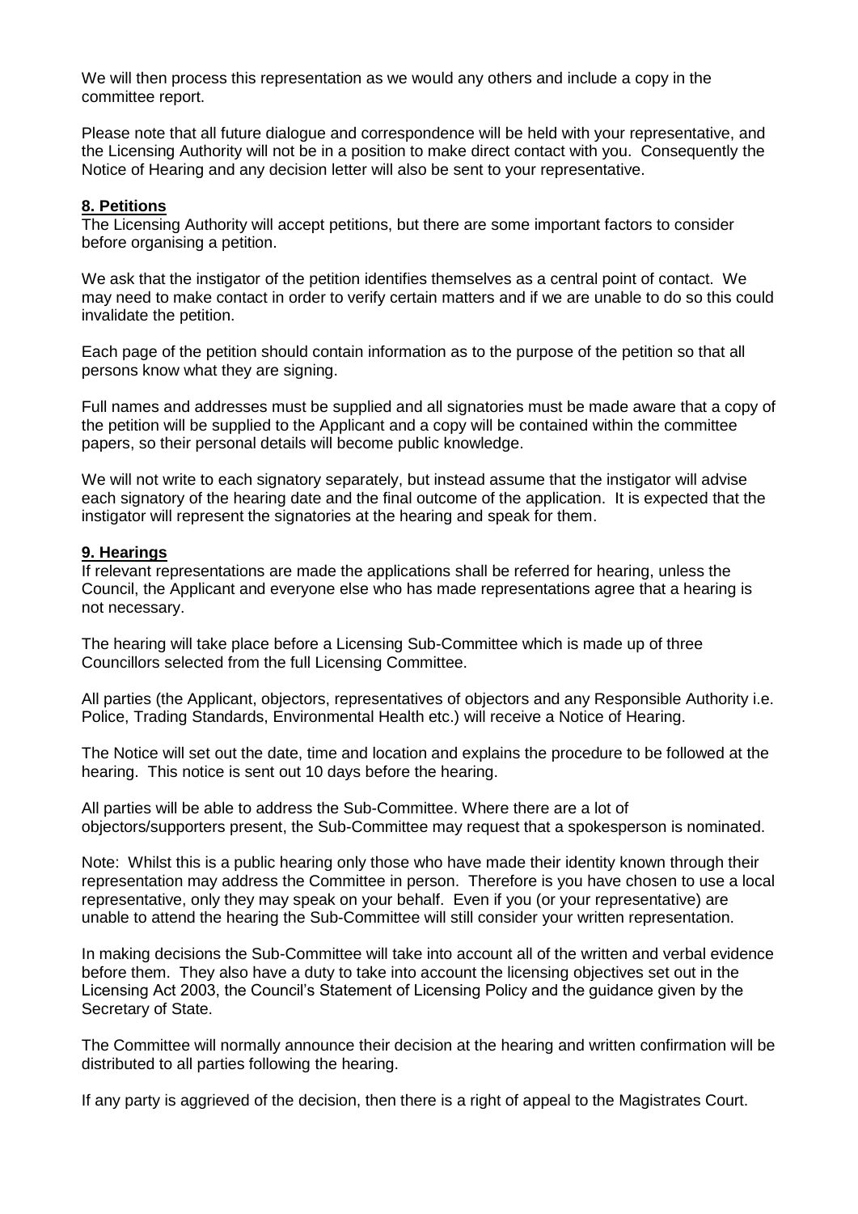We will then process this representation as we would any others and include a copy in the committee report.

Please note that all future dialogue and correspondence will be held with your representative, and the Licensing Authority will not be in a position to make direct contact with you. Consequently the Notice of Hearing and any decision letter will also be sent to your representative.

## 8. Petitions

The Licensing Authority will accept petitions, but there are some important factors to consider before organising a petition.

We ask that the instigator of the petition identifies themselves as a central point of contact. We may need to make contact in order to verify certain matters and if we are unable to do so this could invalidate the petition.

Each page of the petition should contain information as to the purpose of the petition so that all persons know what they are signing.

Full names and addresses must be supplied and all signatories must be made aware that a copy of the petition will be supplied to the Applicant and a copy will be contained within the committee papers, so their personal details will become public knowledge.

We will not write to each signatory separately, but instead assume that the instigator will advise each signatory of the hearing date and the final outcome of the application. It is expected that the instigator will represent the signatories at the hearing and speak for them.

## 9. Hearings

If relevant representations are made the applications shall be referred for hearing, unless the Council, the Applicant and everyone else who has made representations agree that a hearing is not necessary.

The hearing will take place before a Licensing Sub-Committee which is made up of three Councillors selected from the full Licensing Committee.

All parties (the Applicant, objectors, representatives of objectors and any Responsible Authority i.e. Police, Trading Standards, Environmental Health etc.) will receive a Notice of Hearing.

The Notice will set out the date, time and location and explains the procedure to be followed at the hearing. This notice is sent out 10 days before the hearing.

All parties will be able to address the Sub-Committee. Where there are a lot of objectors/supporters present, the Sub-Committee may request that a spokesperson is nominated.

Note: Whilst this is a public hearing only those who have made their identity known through their representation may address the Committee in person. Therefore is you have chosen to use a local representative, only they may speak on your behalf. Even if you (or your representative) are unable to attend the hearing the Sub-Committee will still consider your written representation.

In making decisions the Sub-Committee will take into account all of the written and verbal evidence before them. They also have a duty to take into account the licensing objectives set out in the Licensing Act 2003, the Council's Statement of Licensing Policy and the guidance given by the Secretary of State.

The Committee will normally announce their decision at the hearing and written confirmation will be distributed to all parties following the hearing.

If any party is aggrieved of the decision, then there is a right of appeal to the Magistrates Court.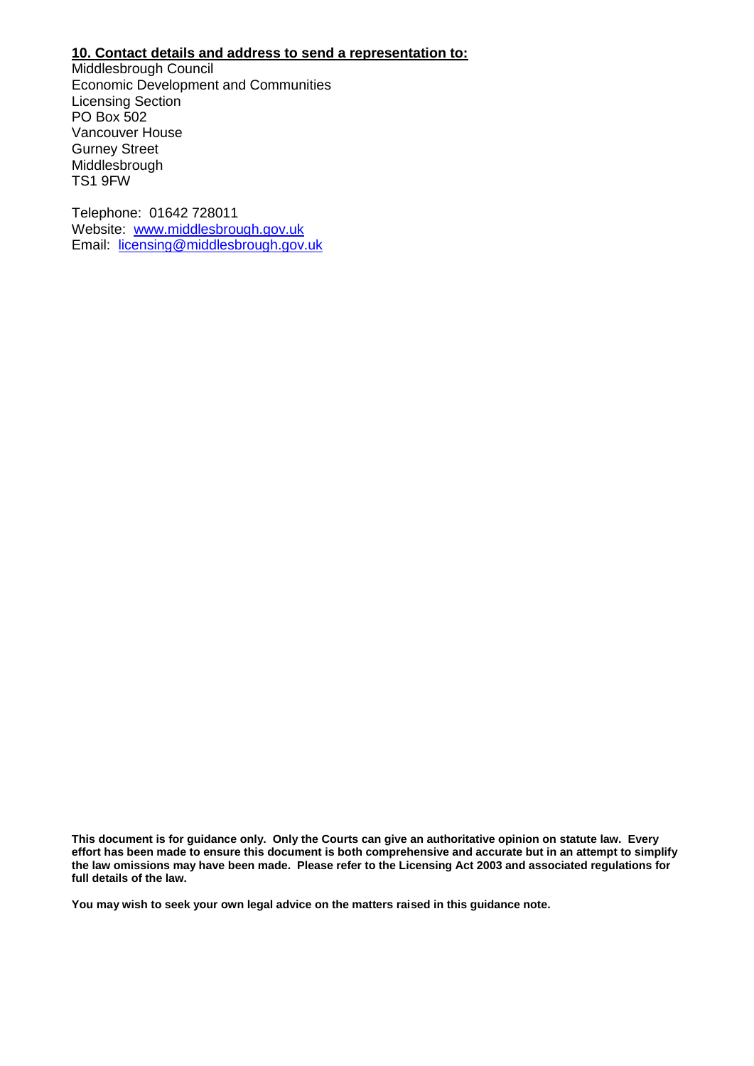**10. Contact details and address to send a representation to:**

Middlesbrough Council
Economic Development and Communities
Licensing Section
PO Box 502
Vancouver House
Gurney Street
Middlesbrough
TS1 9FW

Telephone: 01642 728011
Website: [www.middlesbrough.gov.uk](http://www.middlesbrough.gov.uk)
Email: [licensing@middlesbrough.gov.uk](mailto:licensing@middlesbrough.gov.uk)

**This document is for guidance only. Only the Courts can give an authoritative opinion on statute law. Every effort has been made to ensure this document is both comprehensive and accurate but in an attempt to simplify the law omissions may have been made. Please refer to the Licensing Act 2003 and associated regulations for full details of the law.**

**You may wish to seek your own legal advice on the matters raised in this guidance note.**